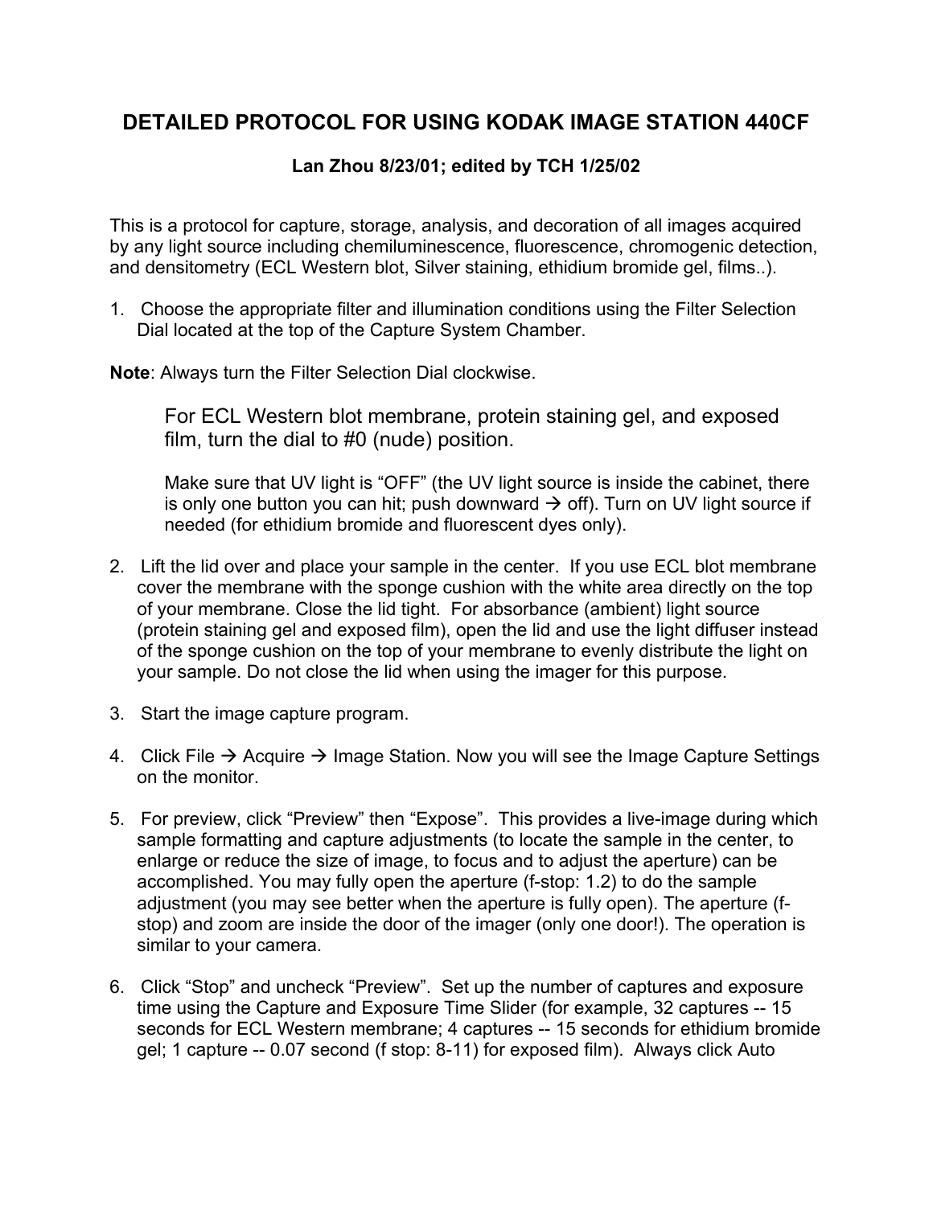# DETAILED PROTOCOL FOR USING KODAK IMAGE STATION 440CF

**Lan Zhou 8/23/01; edited by TCH 1/25/02**

This is a protocol for capture, storage, analysis, and decoration of all images acquired by any light source including chemiluminescence, fluorescence, chromogenic detection, and densitometry (ECL Western blot, Silver staining, ethidium bromide gel, films..).

1. Choose the appropriate filter and illumination conditions using the Filter Selection Dial located at the top of the Capture System Chamber.

**Note**: Always turn the Filter Selection Dial clockwise.

> For ECL Western blot membrane, protein staining gel, and exposed film, turn the dial to #0 (nude) position.
>
> Make sure that UV light is “OFF” (the UV light source is inside the cabinet, there is only one button you can hit; push downward → off). Turn on UV light source if needed (for ethidium bromide and fluorescent dyes only).

2. Lift the lid over and place your sample in the center. If you use ECL blot membrane cover the membrane with the sponge cushion with the white area directly on the top of your membrane. Close the lid tight. For absorbance (ambient) light source (protein staining gel and exposed film), open the lid and use the light diffuser instead of the sponge cushion on the top of your membrane to evenly distribute the light on your sample. Do not close the lid when using the imager for this purpose.

3. Start the image capture program.

4. Click File → Acquire → Image Station. Now you will see the Image Capture Settings on the monitor.

5. For preview, click “Preview” then “Expose”. This provides a live-image during which sample formatting and capture adjustments (to locate the sample in the center, to enlarge or reduce the size of image, to focus and to adjust the aperture) can be accomplished. You may fully open the aperture (f-stop: 1.2) to do the sample adjustment (you may see better when the aperture is fully open). The aperture (f-stop) and zoom are inside the door of the imager (only one door!). The operation is similar to your camera.

6. Click “Stop” and uncheck “Preview”. Set up the number of captures and exposure time using the Capture and Exposure Time Slider (for example, 32 captures -- 15 seconds for ECL Western membrane; 4 captures -- 15 seconds for ethidium bromide gel; 1 capture -- 0.07 second (f stop: 8-11) for exposed film). Always click Auto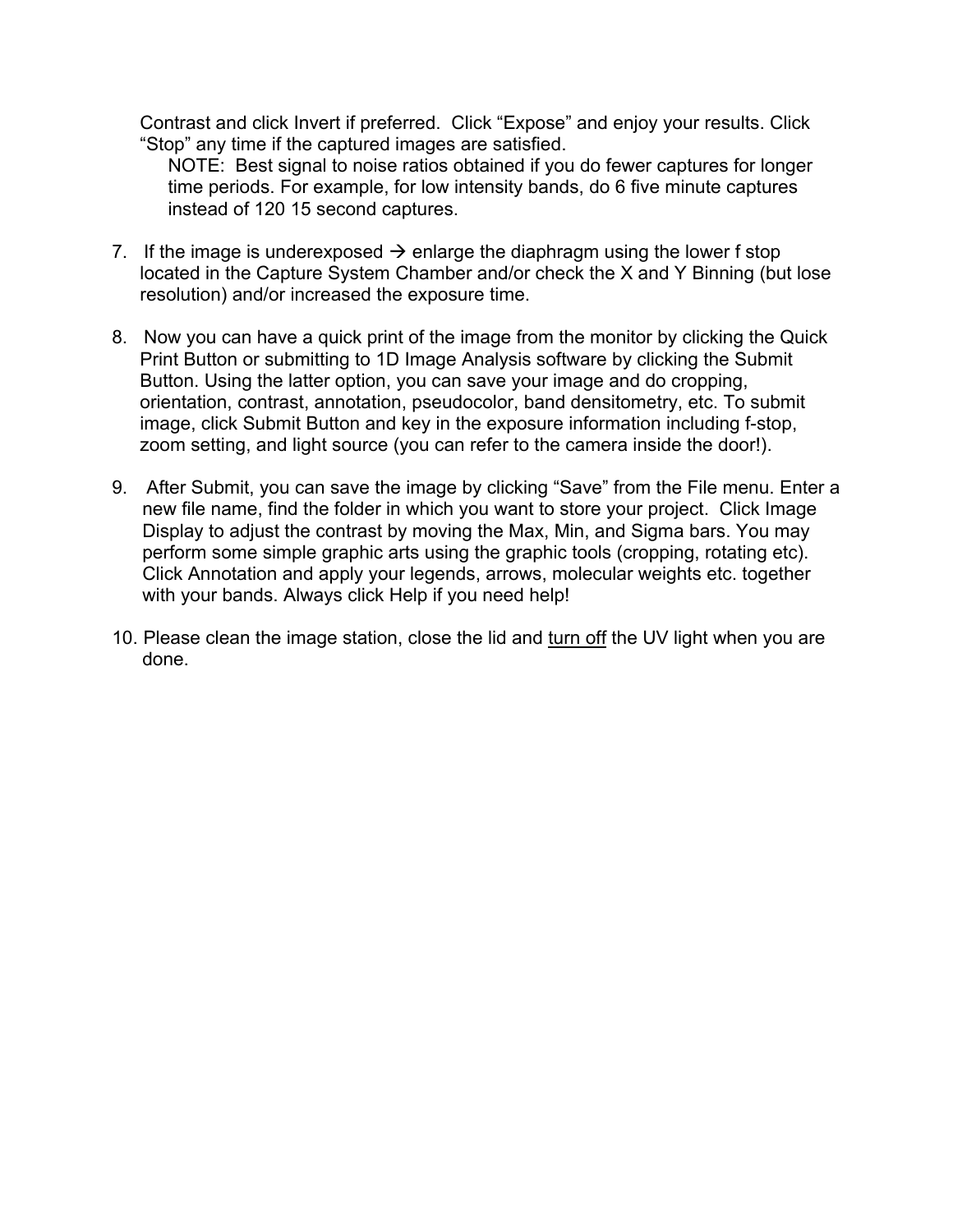Contrast and click Invert if preferred. Click “Expose” and enjoy your results. Click “Stop” any time if the captured images are satisfied.

NOTE: Best signal to noise ratios obtained if you do fewer captures for longer time periods. For example, for low intensity bands, do 6 five minute captures instead of 120 15 second captures.

7. If the image is underexposed → enlarge the diaphragm using the lower f stop located in the Capture System Chamber and/or check the X and Y Binning (but lose resolution) and/or increased the exposure time.

8. Now you can have a quick print of the image from the monitor by clicking the Quick Print Button or submitting to 1D Image Analysis software by clicking the Submit Button. Using the latter option, you can save your image and do cropping, orientation, contrast, annotation, pseudocolor, band densitometry, etc. To submit image, click Submit Button and key in the exposure information including f-stop, zoom setting, and light source (you can refer to the camera inside the door!).

9. After Submit, you can save the image by clicking “Save” from the File menu. Enter a new file name, find the folder in which you want to store your project. Click Image Display to adjust the contrast by moving the Max, Min, and Sigma bars. You may perform some simple graphic arts using the graphic tools (cropping, rotating etc). Click Annotation and apply your legends, arrows, molecular weights etc. together with your bands. Always click Help if you need help!

10. Please clean the image station, close the lid and <u>turn off</u> the UV light when you are done.